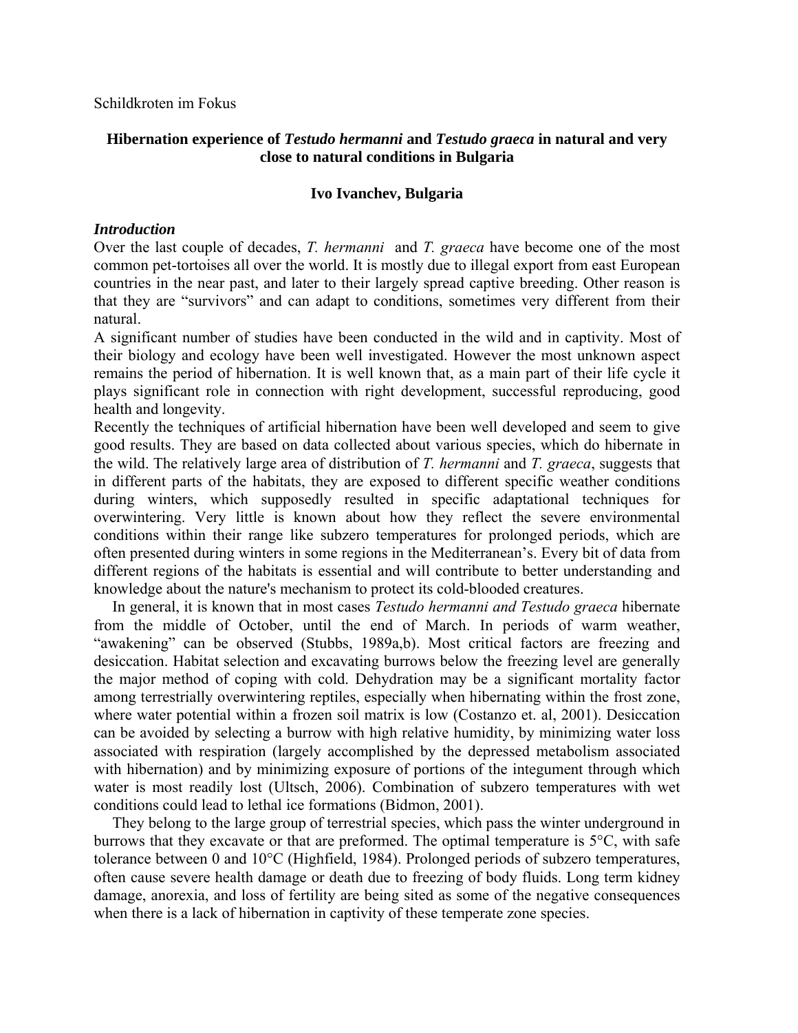Schildkroten im Fokus

# Hibernation experience of *Testudo hermanni* and *Testudo graeca* in natural and very close to natural conditions in Bulgaria

**Ivo Ivanchev, Bulgaria**

## *Introduction*

Over the last couple of decades, *T. hermanni* and *T. graeca* have become one of the most common pet-tortoises all over the world. It is mostly due to illegal export from east European countries in the near past, and later to their largely spread captive breeding. Other reason is that they are "survivors" and can adapt to conditions, sometimes very different from their natural.

A significant number of studies have been conducted in the wild and in captivity. Most of their biology and ecology have been well investigated. However the most unknown aspect remains the period of hibernation. It is well known that, as a main part of their life cycle it plays significant role in connection with right development, successful reproducing, good health and longevity.

Recently the techniques of artificial hibernation have been well developed and seem to give good results. They are based on data collected about various species, which do hibernate in the wild. The relatively large area of distribution of *T. hermanni* and *T. graeca*, suggests that in different parts of the habitats, they are exposed to different specific weather conditions during winters, which supposedly resulted in specific adaptational techniques for overwintering. Very little is known about how they reflect the severe environmental conditions within their range like subzero temperatures for prolonged periods, which are often presented during winters in some regions in the Mediterranean's. Every bit of data from different regions of the habitats is essential and will contribute to better understanding and knowledge about the nature's mechanism to protect its cold-blooded creatures.

In general, it is known that in most cases *Testudo hermanni and Testudo graeca* hibernate from the middle of October, until the end of March. In periods of warm weather, "awakening" can be observed (Stubbs, 1989a,b). Most critical factors are freezing and desiccation. Habitat selection and excavating burrows below the freezing level are generally the major method of coping with cold. Dehydration may be a significant mortality factor among terrestrially overwintering reptiles, especially when hibernating within the frost zone, where water potential within a frozen soil matrix is low (Costanzo et. al, 2001). Desiccation can be avoided by selecting a burrow with high relative humidity, by minimizing water loss associated with respiration (largely accomplished by the depressed metabolism associated with hibernation) and by minimizing exposure of portions of the integument through which water is most readily lost (Ultsch, 2006). Combination of subzero temperatures with wet conditions could lead to lethal ice formations (Bidmon, 2001).

They belong to the large group of terrestrial species, which pass the winter underground in burrows that they excavate or that are preformed. The optimal temperature is 5°C, with safe tolerance between 0 and 10°C (Highfield, 1984). Prolonged periods of subzero temperatures, often cause severe health damage or death due to freezing of body fluids. Long term kidney damage, anorexia, and loss of fertility are being sited as some of the negative consequences when there is a lack of hibernation in captivity of these temperate zone species.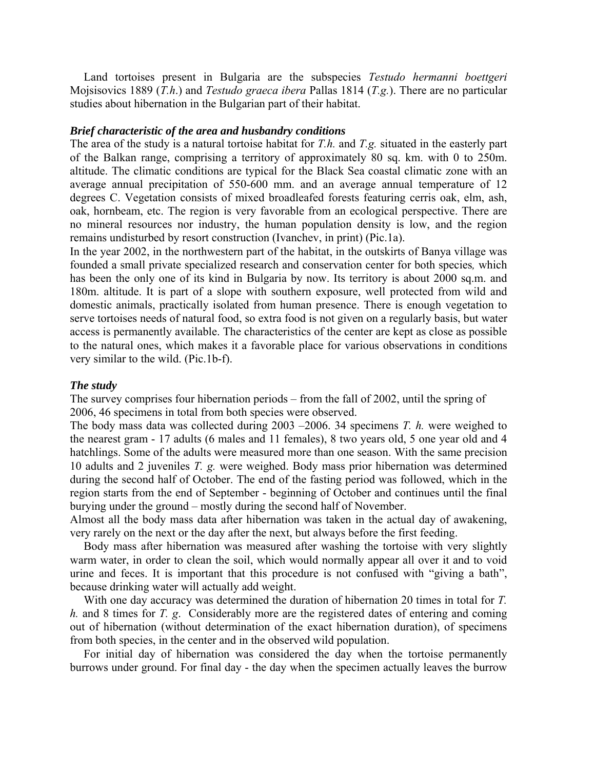Land tortoises present in Bulgaria are the subspecies *Testudo hermanni boettgeri* Mojsisovics 1889 (*T.h.*) and *Testudo graeca ibera* Pallas 1814 (*T.g.*). There are no particular studies about hibernation in the Bulgarian part of their habitat.

### *Brief characteristic of the area and husbandry conditions*

The area of the study is a natural tortoise habitat for *T.h.* and *T.g.* situated in the easterly part of the Balkan range, comprising a territory of approximately 80 sq. km. with 0 to 250m. altitude. The climatic conditions are typical for the Black Sea coastal climatic zone with an average annual precipitation of 550-600 mm. and an average annual temperature of 12 degrees C. Vegetation consists of mixed broadleafed forests featuring cerris oak, elm, ash, oak, hornbeam, etc. The region is very favorable from an ecological perspective. There are no mineral resources nor industry, the human population density is low, and the region remains undisturbed by resort construction (Ivanchev, in print) (Pic.1a).

In the year 2002, in the northwestern part of the habitat, in the outskirts of Banya village was founded a small private specialized research and conservation center for both species*,* which has been the only one of its kind in Bulgaria by now. Its territory is about 2000 sq.m. and 180m. altitude. It is part of a slope with southern exposure, well protected from wild and domestic animals, practically isolated from human presence. There is enough vegetation to serve tortoises needs of natural food, so extra food is not given on a regularly basis, but water access is permanently available. The characteristics of the center are kept as close as possible to the natural ones, which makes it a favorable place for various observations in conditions very similar to the wild. (Pic.1b-f).

### *The study*

The survey comprises four hibernation periods – from the fall of 2002, until the spring of 2006, 46 specimens in total from both species were observed.

The body mass data was collected during 2003 –2006. 34 specimens *T. h.* were weighed to the nearest gram - 17 adults (6 males and 11 females), 8 two years old, 5 one year old and 4 hatchlings. Some of the adults were measured more than one season. With the same precision 10 adults and 2 juveniles *T. g.* were weighed. Body mass prior hibernation was determined during the second half of October. The end of the fasting period was followed, which in the region starts from the end of September - beginning of October and continues until the final burying under the ground – mostly during the second half of November.

Almost all the body mass data after hibernation was taken in the actual day of awakening, very rarely on the next or the day after the next, but always before the first feeding.

Body mass after hibernation was measured after washing the tortoise with very slightly warm water, in order to clean the soil, which would normally appear all over it and to void urine and feces. It is important that this procedure is not confused with "giving a bath", because drinking water will actually add weight.

With one day accuracy was determined the duration of hibernation 20 times in total for *T. h.* and 8 times for *T. g*. Considerably more are the registered dates of entering and coming out of hibernation (without determination of the exact hibernation duration), of specimens from both species, in the center and in the observed wild population.

For initial day of hibernation was considered the day when the tortoise permanently burrows under ground. For final day - the day when the specimen actually leaves the burrow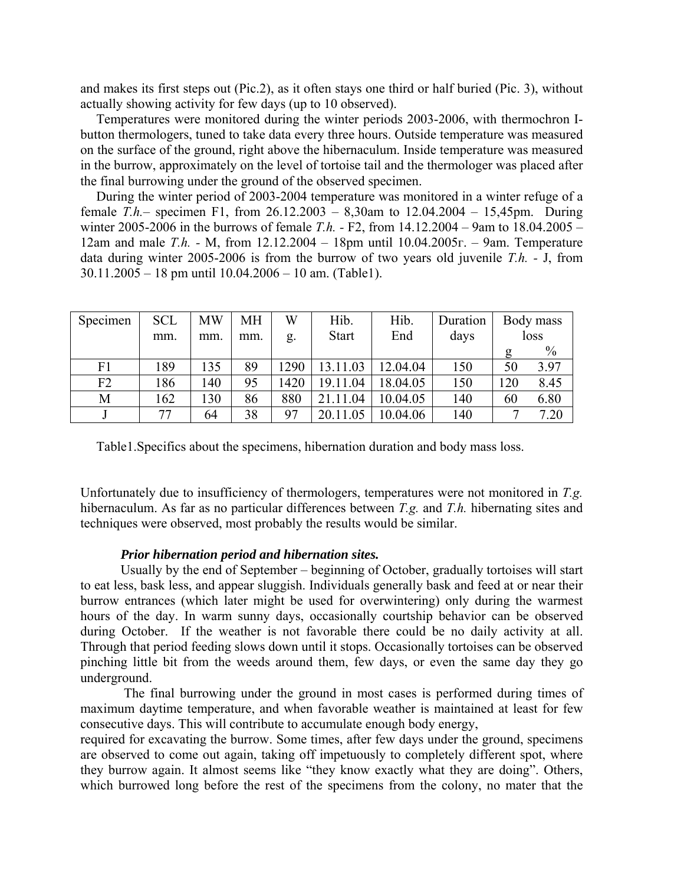and makes its first steps out (Pic.2), as it often stays one third or half buried (Pic. 3), without actually showing activity for few days (up to 10 observed).

Temperatures were monitored during the winter periods 2003-2006, with thermochron I-button thermologers, tuned to take data every three hours. Outside temperature was measured on the surface of the ground, right above the hibernaculum. Inside temperature was measured in the burrow, approximately on the level of tortoise tail and the thermologer was placed after the final burrowing under the ground of the observed specimen.

During the winter period of 2003-2004 temperature was monitored in a winter refuge of a female *T.h.*– specimen F1, from 26.12.2003 – 8,30am to 12.04.2004 – 15,45pm. During winter 2005-2006 in the burrows of female *T.h.* - F2, from 14.12.2004 – 9am to 18.04.2005 – 12am and male *T.h.* - M, from 12.12.2004 – 18pm until 10.04.2005г. – 9am. Temperature data during winter 2005-2006 is from the burrow of two years old juvenile *T.h.* - J, from 30.11.2005 – 18 pm until 10.04.2006 – 10 am. (Table1).

| Specimen | SCL mm. | MW mm. | MH mm. | W g. | Hib. Start | Hib. End | Duration days | Body mass loss | |
|---|---|---|---|---|---|---|---|---|---|
| | | | | | | | | g | % |
| F1 | 189 | 135 | 89 | 1290 | 13.11.03 | 12.04.04 | 150 | 50 | 3.97 |
| F2 | 186 | 140 | 95 | 1420 | 19.11.04 | 18.04.05 | 150 | 120 | 8.45 |
| M | 162 | 130 | 86 | 880 | 21.11.04 | 10.04.05 | 140 | 60 | 6.80 |
| J | 77 | 64 | 38 | 97 | 20.11.05 | 10.04.06 | 140 | 7 | 7.20 |

Table1.Specifics about the specimens, hibernation duration and body mass loss.

Unfortunately due to insufficiency of thermologers, temperatures were not monitored in *T.g.* hibernaculum. As far as no particular differences between *T.g.* and *T.h.* hibernating sites and techniques were observed, most probably the results would be similar.

***Prior hibernation period and hibernation sites.***

Usually by the end of September – beginning of October, gradually tortoises will start to eat less, bask less, and appear sluggish. Individuals generally bask and feed at or near their burrow entrances (which later might be used for overwintering) only during the warmest hours of the day. In warm sunny days, occasionally courtship behavior can be observed during October. If the weather is not favorable there could be no daily activity at all. Through that period feeding slows down until it stops. Occasionally tortoises can be observed pinching little bit from the weeds around them, few days, or even the same day they go underground.

The final burrowing under the ground in most cases is performed during times of maximum daytime temperature, and when favorable weather is maintained at least for few consecutive days. This will contribute to accumulate enough body energy, required for excavating the burrow. Some times, after few days under the ground, specimens are observed to come out again, taking off impetuously to completely different spot, where they burrow again. It almost seems like "they know exactly what they are doing". Others, which burrowed long before the rest of the specimens from the colony, no mater that the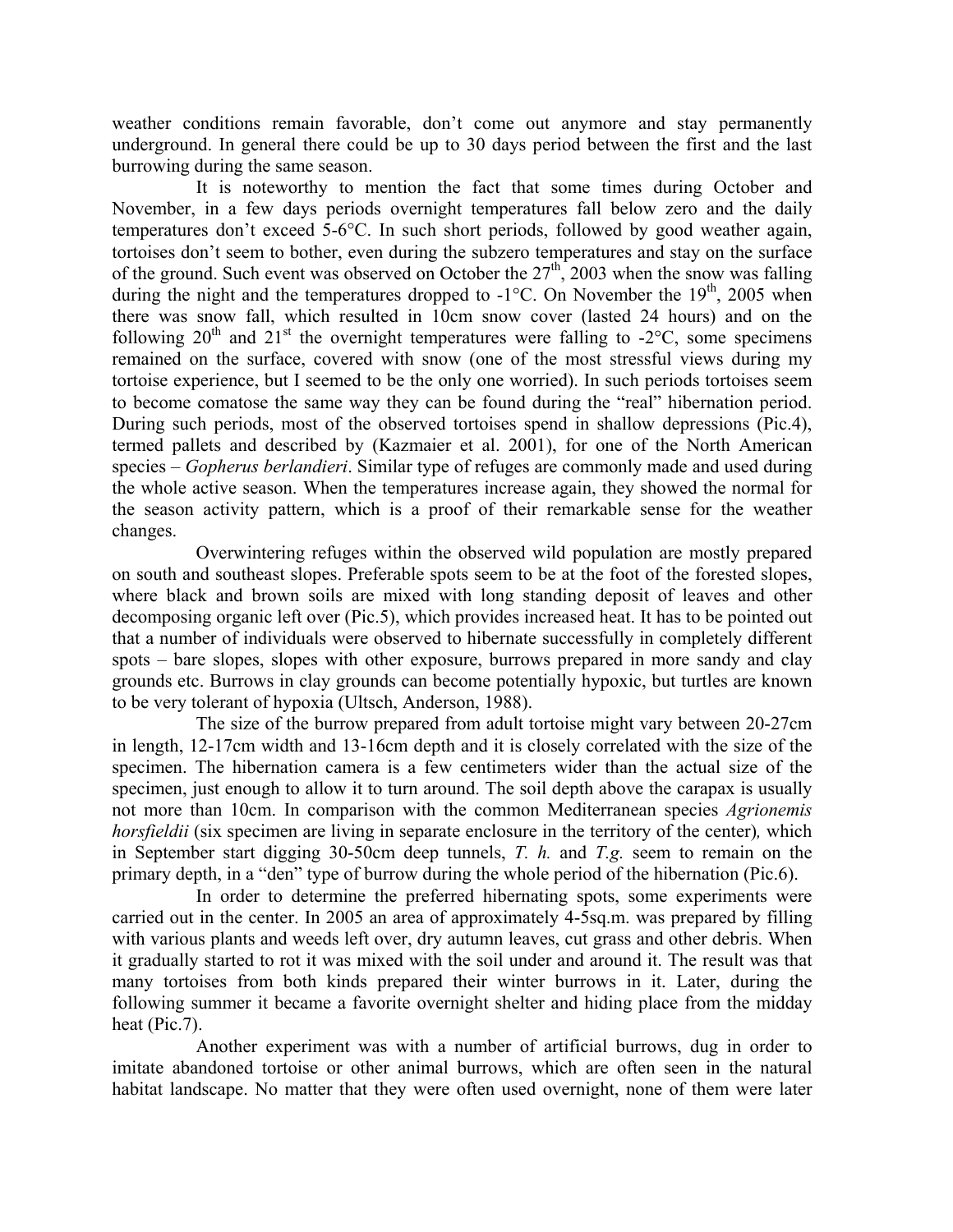weather conditions remain favorable, don't come out anymore and stay permanently underground. In general there could be up to 30 days period between the first and the last burrowing during the same season.

It is noteworthy to mention the fact that some times during October and November, in a few days periods overnight temperatures fall below zero and the daily temperatures don't exceed 5-6°C. In such short periods, followed by good weather again, tortoises don't seem to bother, even during the subzero temperatures and stay on the surface of the ground. Such event was observed on October the 27th, 2003 when the snow was falling during the night and the temperatures dropped to -1°C. On November the 19th, 2005 when there was snow fall, which resulted in 10cm snow cover (lasted 24 hours) and on the following 20th and 21st the overnight temperatures were falling to -2°C, some specimens remained on the surface, covered with snow (one of the most stressful views during my tortoise experience, but I seemed to be the only one worried). In such periods tortoises seem to become comatose the same way they can be found during the "real" hibernation period. During such periods, most of the observed tortoises spend in shallow depressions (Pic.4), termed pallets and described by (Kazmaier et al. 2001), for one of the North American species – *Gopherus berlandieri*. Similar type of refuges are commonly made and used during the whole active season. When the temperatures increase again, they showed the normal for the season activity pattern, which is a proof of their remarkable sense for the weather changes.

Overwintering refuges within the observed wild population are mostly prepared on south and southeast slopes. Preferable spots seem to be at the foot of the forested slopes, where black and brown soils are mixed with long standing deposit of leaves and other decomposing organic left over (Pic.5), which provides increased heat. It has to be pointed out that a number of individuals were observed to hibernate successfully in completely different spots – bare slopes, slopes with other exposure, burrows prepared in more sandy and clay grounds etc. Burrows in clay grounds can become potentially hypoxic, but turtles are known to be very tolerant of hypoxia (Ultsch, Anderson, 1988).

The size of the burrow prepared from adult tortoise might vary between 20-27cm in length, 12-17cm width and 13-16cm depth and it is closely correlated with the size of the specimen. The hibernation camera is a few centimeters wider than the actual size of the specimen, just enough to allow it to turn around. The soil depth above the carapax is usually not more than 10cm. In comparison with the common Mediterranean species *Agrionemis horsfieldii* (six specimen are living in separate enclosure in the territory of the center), which in September start digging 30-50cm deep tunnels, *T. h.* and *T.g.* seem to remain on the primary depth, in a "den" type of burrow during the whole period of the hibernation (Pic.6).

In order to determine the preferred hibernating spots, some experiments were carried out in the center. In 2005 an area of approximately 4-5sq.m. was prepared by filling with various plants and weeds left over, dry autumn leaves, cut grass and other debris. When it gradually started to rot it was mixed with the soil under and around it. The result was that many tortoises from both kinds prepared their winter burrows in it. Later, during the following summer it became a favorite overnight shelter and hiding place from the midday heat (Pic.7).

Another experiment was with a number of artificial burrows, dug in order to imitate abandoned tortoise or other animal burrows, which are often seen in the natural habitat landscape. No matter that they were often used overnight, none of them were later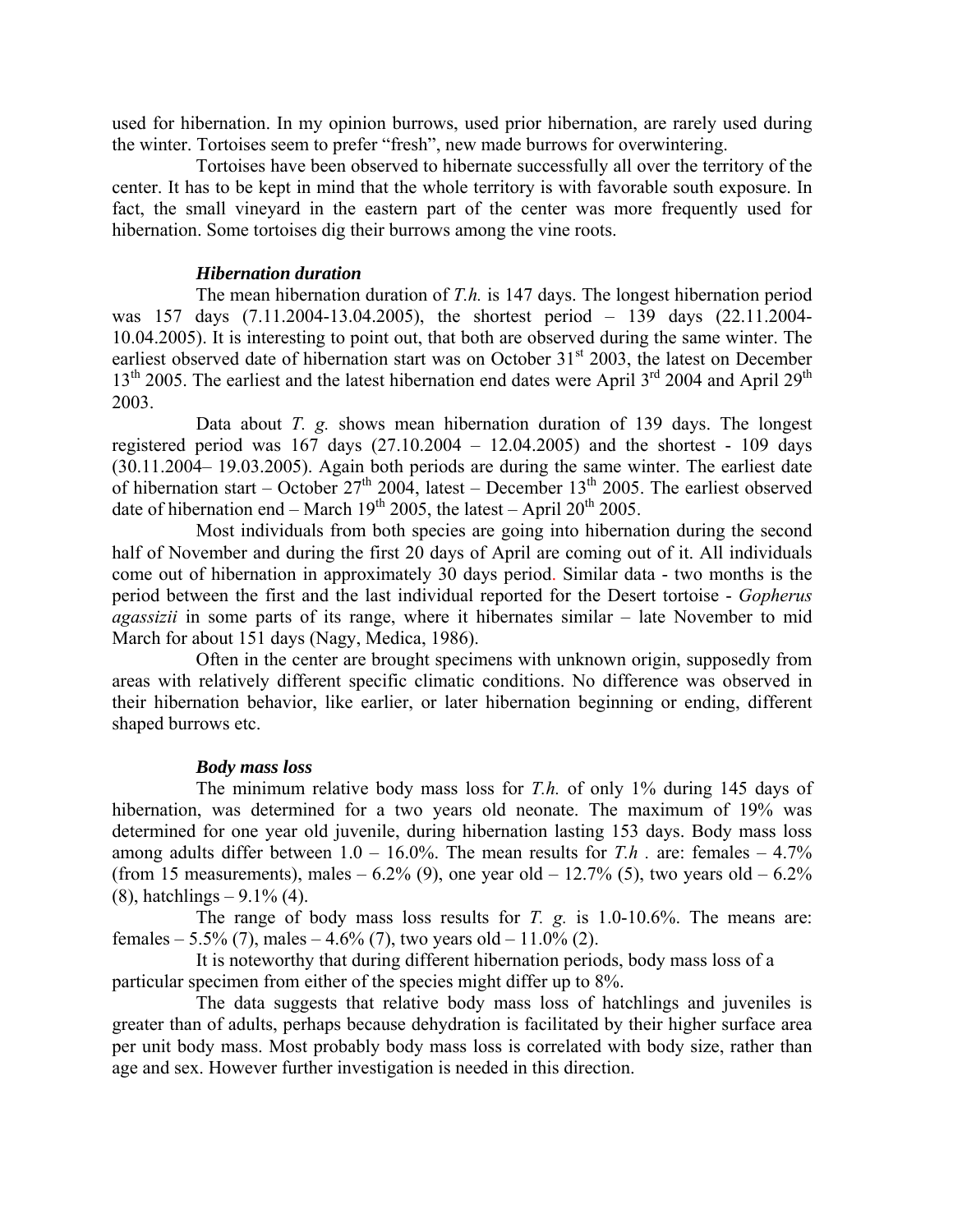used for hibernation. In my opinion burrows, used prior hibernation, are rarely used during the winter. Tortoises seem to prefer "fresh", new made burrows for overwintering.

Tortoises have been observed to hibernate successfully all over the territory of the center. It has to be kept in mind that the whole territory is with favorable south exposure. In fact, the small vineyard in the eastern part of the center was more frequently used for hibernation. Some tortoises dig their burrows among the vine roots.

### *Hibernation duration*

The mean hibernation duration of *T.h.* is 147 days. The longest hibernation period was 157 days (7.11.2004-13.04.2005), the shortest period – 139 days (22.11.2004-10.04.2005). It is interesting to point out, that both are observed during the same winter. The earliest observed date of hibernation start was on October 31st 2003, the latest on December 13th 2005. The earliest and the latest hibernation end dates were April 3rd 2004 and April 29th 2003.

Data about *T. g.* shows mean hibernation duration of 139 days. The longest registered period was 167 days (27.10.2004 – 12.04.2005) and the shortest - 109 days (30.11.2004– 19.03.2005). Again both periods are during the same winter. The earliest date of hibernation start – October 27th 2004, latest – December 13th 2005. The earliest observed date of hibernation end – March 19th 2005, the latest – April 20th 2005.

Most individuals from both species are going into hibernation during the second half of November and during the first 20 days of April are coming out of it. All individuals come out of hibernation in approximately 30 days period. Similar data - two months is the period between the first and the last individual reported for the Desert tortoise - *Gopherus agassizii* in some parts of its range, where it hibernates similar – late November to mid March for about 151 days (Nagy, Medica, 1986).

Often in the center are brought specimens with unknown origin, supposedly from areas with relatively different specific climatic conditions. No difference was observed in their hibernation behavior, like earlier, or later hibernation beginning or ending, different shaped burrows etc.

### *Body mass loss*

The minimum relative body mass loss for *T.h.* of only 1% during 145 days of hibernation, was determined for a two years old neonate. The maximum of 19% was determined for one year old juvenile, during hibernation lasting 153 days. Body mass loss among adults differ between 1.0 – 16.0%. The mean results for *T.h* . are: females – 4.7% (from 15 measurements), males – 6.2% (9), one year old – 12.7% (5), two years old – 6.2% (8), hatchlings – 9.1% (4).

The range of body mass loss results for *T. g.* is 1.0-10.6%. The means are: females – 5.5% (7), males – 4.6% (7), two years old – 11.0% (2).

It is noteworthy that during different hibernation periods, body mass loss of a particular specimen from either of the species might differ up to 8%.

The data suggests that relative body mass loss of hatchlings and juveniles is greater than of adults, perhaps because dehydration is facilitated by their higher surface area per unit body mass. Most probably body mass loss is correlated with body size, rather than age and sex. However further investigation is needed in this direction.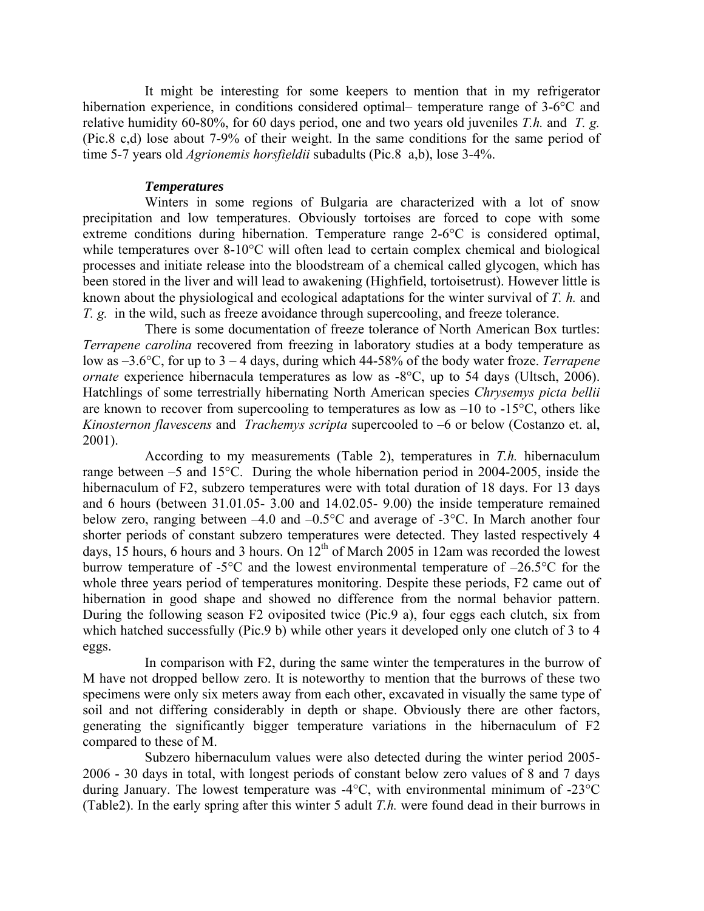It might be interesting for some keepers to mention that in my refrigerator hibernation experience, in conditions considered optimal– temperature range of 3-6°C and relative humidity 60-80%, for 60 days period, one and two years old juveniles *T.h.* and *T. g.* (Pic.8 c,d) lose about 7-9% of their weight. In the same conditions for the same period of time 5-7 years old *Agrionemis horsfieldii* subadults (Pic.8 a,b), lose 3-4%.

***Temperatures***

Winters in some regions of Bulgaria are characterized with a lot of snow precipitation and low temperatures. Obviously tortoises are forced to cope with some extreme conditions during hibernation. Temperature range 2-6°C is considered optimal, while temperatures over 8-10°C will often lead to certain complex chemical and biological processes and initiate release into the bloodstream of a chemical called glycogen, which has been stored in the liver and will lead to awakening (Highfield, tortoisetrust). However little is known about the physiological and ecological adaptations for the winter survival of *T. h.* and *T. g.* in the wild, such as freeze avoidance through supercooling, and freeze tolerance.

There is some documentation of freeze tolerance of North American Box turtles: *Terrapene carolina* recovered from freezing in laboratory studies at a body temperature as low as –3.6°C, for up to 3 – 4 days, during which 44-58% of the body water froze. *Terrapene ornate* experience hibernacula temperatures as low as -8°C, up to 54 days (Ultsch, 2006). Hatchlings of some terrestrially hibernating North American species *Chrysemys picta bellii* are known to recover from supercooling to temperatures as low as –10 to -15°C, others like *Kinosternon flavescens* and *Trachemys scripta* supercooled to –6 or below (Costanzo et. al, 2001).

According to my measurements (Table 2), temperatures in *T.h.* hibernaculum range between –5 and 15°C. During the whole hibernation period in 2004-2005, inside the hibernaculum of F2, subzero temperatures were with total duration of 18 days. For 13 days and 6 hours (between 31.01.05- 3.00 and 14.02.05- 9.00) the inside temperature remained below zero, ranging between –4.0 and –0.5°C and average of -3°C. In March another four shorter periods of constant subzero temperatures were detected. They lasted respectively 4 days, 15 hours, 6 hours and 3 hours. On 12th of March 2005 in 12am was recorded the lowest burrow temperature of -5°C and the lowest environmental temperature of –26.5°C for the whole three years period of temperatures monitoring. Despite these periods, F2 came out of hibernation in good shape and showed no difference from the normal behavior pattern. During the following season F2 oviposited twice (Pic.9 a), four eggs each clutch, six from which hatched successfully (Pic.9 b) while other years it developed only one clutch of 3 to 4 eggs.

In comparison with F2, during the same winter the temperatures in the burrow of M have not dropped bellow zero. It is noteworthy to mention that the burrows of these two specimens were only six meters away from each other, excavated in visually the same type of soil and not differing considerably in depth or shape. Obviously there are other factors, generating the significantly bigger temperature variations in the hibernaculum of F2 compared to these of M.

Subzero hibernaculum values were also detected during the winter period 2005-2006 - 30 days in total, with longest periods of constant below zero values of 8 and 7 days during January. The lowest temperature was -4°C, with environmental minimum of -23°C (Table2). In the early spring after this winter 5 adult *T.h.* were found dead in their burrows in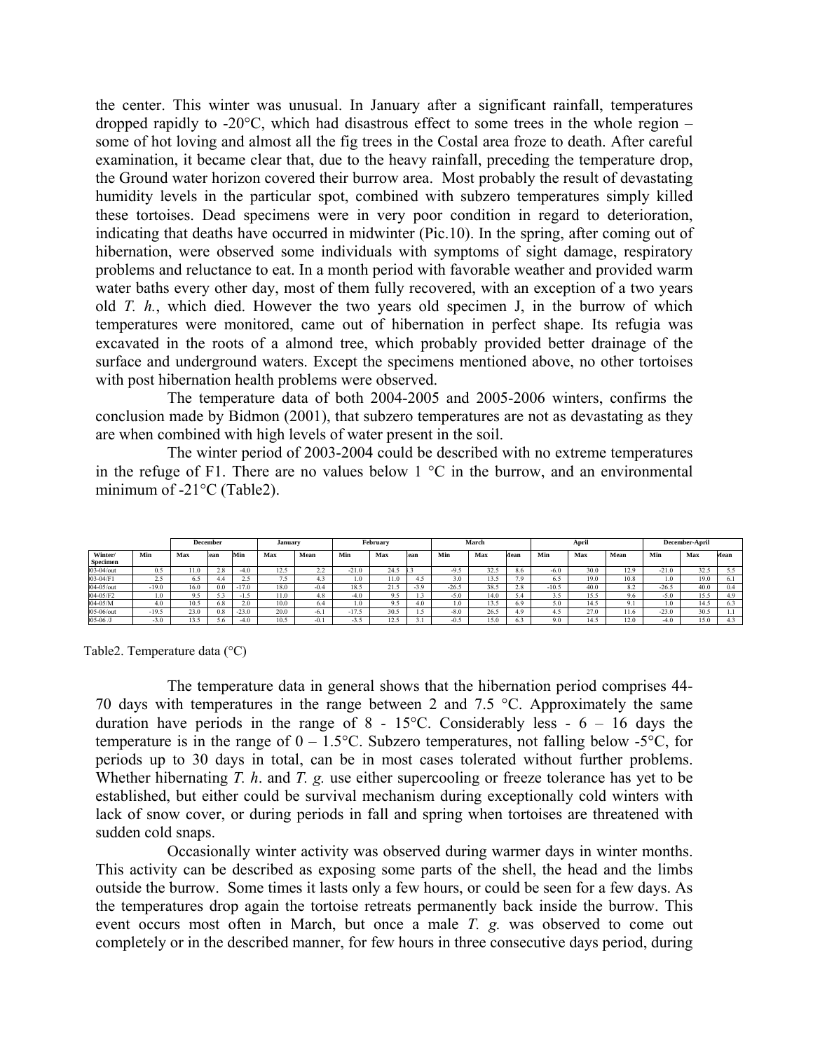the center. This winter was unusual. In January after a significant rainfall, temperatures dropped rapidly to -20°C, which had disastrous effect to some trees in the whole region – some of hot loving and almost all the fig trees in the Costal area froze to death. After careful examination, it became clear that, due to the heavy rainfall, preceding the temperature drop, the Ground water horizon covered their burrow area. Most probably the result of devastating humidity levels in the particular spot, combined with subzero temperatures simply killed these tortoises. Dead specimens were in very poor condition in regard to deterioration, indicating that deaths have occurred in midwinter (Pic.10). In the spring, after coming out of hibernation, were observed some individuals with symptoms of sight damage, respiratory problems and reluctance to eat. In a month period with favorable weather and provided warm water baths every other day, most of them fully recovered, with an exception of a two years old *T. h.*, which died. However the two years old specimen J, in the burrow of which temperatures were monitored, came out of hibernation in perfect shape. Its refugia was excavated in the roots of a almond tree, which probably provided better drainage of the surface and underground waters. Except the specimens mentioned above, no other tortoises with post hibernation health problems were observed.

The temperature data of both 2004-2005 and 2005-2006 winters, confirms the conclusion made by Bidmon (2001), that subzero temperatures are not as devastating as they are when combined with high levels of water present in the soil.

The winter period of 2003-2004 could be described with no extreme temperatures in the refuge of F1. There are no values below 1 °C in the burrow, and an environmental minimum of -21°C (Table2).

| | December | | | January | | | February | | | March | | | April | | | December-April | | |
|---|---|---|---|---|---|---|---|---|---|---|---|---|---|---|---|---|---|---|
| Winter/ Specimen | Min | Max | ean | Min | Max | Mean | Min | Max | ean | Min | Max | Mean | Min | Max | Mean | Min | Max | Mean |
| 03-04/out | 0.5 | 11.0 | 2.8 | -4.0 | 12.5 | 2.2 | -21.0 | 24.5 | .3 | -9.5 | 32.5 | 8.6 | -6.0 | 30.0 | 12.9 | -21.0 | 32.5 | 5.5 |
| 03-04/F1 | 2.5 | 6.5 | 4.4 | 2.5 | 7.5 | 4.3 | 1.0 | 11.0 | 4.5 | 3.0 | 13.5 | 7.9 | 6.5 | 19.0 | 10.8 | 1.0 | 19.0 | 6.1 |
| 04-05/out | -19.0 | 16.0 | 0.0 | -17.0 | 18.0 | -0.4 | 18.5 | 21.5 | -3.9 | -26.5 | 38.5 | 2.8 | -10.5 | 40.0 | 8.2 | -26.5 | 40.0 | 0.4 |
| 04-05/F2 | 1.0 | 9.5 | 5.3 | -1.5 | 11.0 | 4.8 | -4.0 | 9.5 | 1.3 | -5.0 | 14.0 | 5.4 | 3.5 | 15.5 | 9.6 | -5.0 | 15.5 | 4.9 |
| 04-05/M | 4.0 | 10.5 | 6.8 | 2.0 | 10.0 | 6.4 | 1.0 | 9.5 | 4.0 | 1.0 | 13.5 | 6.9 | 5.0 | 14.5 | 9.1 | 1.0 | 14.5 | 6.3 |
| 05-06/out | -19.5 | 23.0 | 0.8 | -23.0 | 20.0 | -6.1 | -17.5 | 30.5 | 1.5 | -8.0 | 26.5 | 4.9 | 4.5 | 27.0 | 11.6 | -23.0 | 30.5 | 1.1 |
| 05-06 /J | -3.0 | 13.5 | 5.6 | -4.0 | 10.5 | -0.1 | -3.5 | 12.5 | 3.1 | -0.5 | 15.0 | 6.3 | 9.0 | 14.5 | 12.0 | -4.0 | 15.0 | 4.3 |

Table2. Temperature data (°C)

The temperature data in general shows that the hibernation period comprises 44-70 days with temperatures in the range between 2 and 7.5 °C. Approximately the same duration have periods in the range of 8 - 15°C. Considerably less - 6 – 16 days the temperature is in the range of 0 – 1.5°C. Subzero temperatures, not falling below -5°C, for periods up to 30 days in total, can be in most cases tolerated without further problems. Whether hibernating *T. h*. and *T. g.* use either supercooling or freeze tolerance has yet to be established, but either could be survival mechanism during exceptionally cold winters with lack of snow cover, or during periods in fall and spring when tortoises are threatened with sudden cold snaps.

Occasionally winter activity was observed during warmer days in winter months. This activity can be described as exposing some parts of the shell, the head and the limbs outside the burrow. Some times it lasts only a few hours, or could be seen for a few days. As the temperatures drop again the tortoise retreats permanently back inside the burrow. This event occurs most often in March, but once a male *T. g.* was observed to come out completely or in the described manner, for few hours in three consecutive days period, during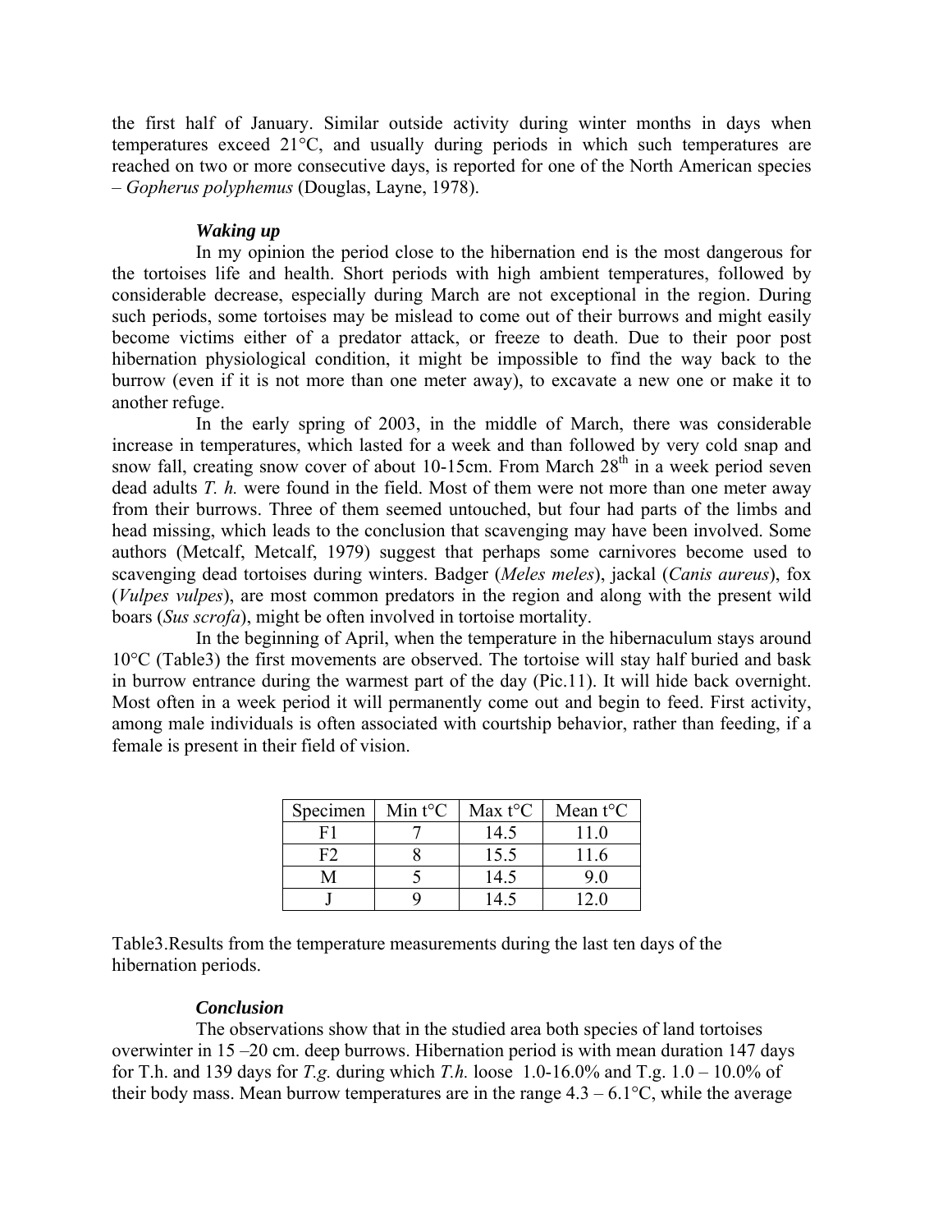the first half of January. Similar outside activity during winter months in days when temperatures exceed 21°C, and usually during periods in which such temperatures are reached on two or more consecutive days, is reported for one of the North American species – *Gopherus polyphemus* (Douglas, Layne, 1978).

### *Waking up*

In my opinion the period close to the hibernation end is the most dangerous for the tortoises life and health. Short periods with high ambient temperatures, followed by considerable decrease, especially during March are not exceptional in the region. During such periods, some tortoises may be mislead to come out of their burrows and might easily become victims either of a predator attack, or freeze to death. Due to their poor post hibernation physiological condition, it might be impossible to find the way back to the burrow (even if it is not more than one meter away), to excavate a new one or make it to another refuge.

In the early spring of 2003, in the middle of March, there was considerable increase in temperatures, which lasted for a week and than followed by very cold snap and snow fall, creating snow cover of about 10-15cm. From March 28th in a week period seven dead adults *T. h.* were found in the field. Most of them were not more than one meter away from their burrows. Three of them seemed untouched, but four had parts of the limbs and head missing, which leads to the conclusion that scavenging may have been involved. Some authors (Metcalf, Metcalf, 1979) suggest that perhaps some carnivores become used to scavenging dead tortoises during winters. Badger (*Meles meles*), jackal (*Canis aureus*), fox (*Vulpes vulpes*), are most common predators in the region and along with the present wild boars (*Sus scrofa*), might be often involved in tortoise mortality.

In the beginning of April, when the temperature in the hibernaculum stays around 10°C (Table3) the first movements are observed. The tortoise will stay half buried and bask in burrow entrance during the warmest part of the day (Pic.11). It will hide back overnight. Most often in a week period it will permanently come out and begin to feed. First activity, among male individuals is often associated with courtship behavior, rather than feeding, if a female is present in their field of vision.

| Specimen | Min t°C | Max t°C | Mean t°C |
|---|---|---|---|
| F1 | 7 | 14.5 | 11.0 |
| F2 | 8 | 15.5 | 11.6 |
| M | 5 | 14.5 | 9.0 |
| J | 9 | 14.5 | 12.0 |

Table3.Results from the temperature measurements during the last ten days of the hibernation periods.

### *Conclusion*

The observations show that in the studied area both species of land tortoises overwinter in 15 –20 cm. deep burrows. Hibernation period is with mean duration 147 days for T.h. and 139 days for *T.g.* during which *T.h.* loose 1.0-16.0% and T.g. 1.0 – 10.0% of their body mass. Mean burrow temperatures are in the range 4.3 – 6.1°C, while the average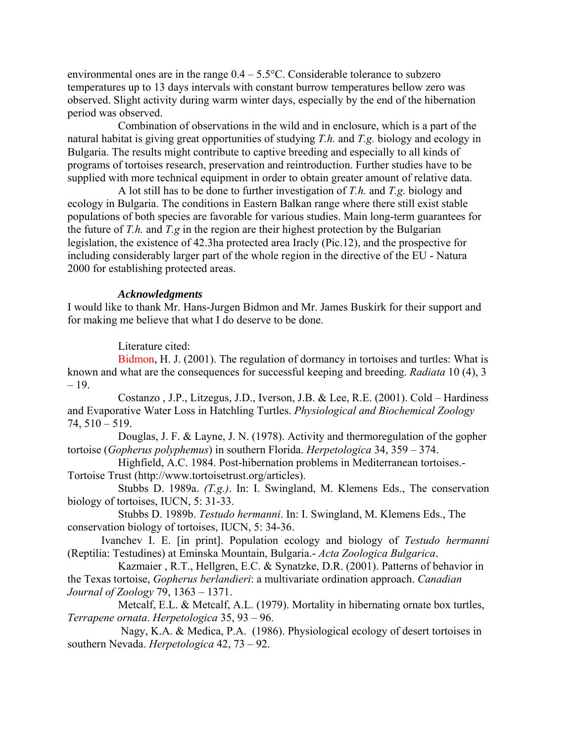environmental ones are in the range 0.4 – 5.5°C. Considerable tolerance to subzero temperatures up to 13 days intervals with constant burrow temperatures bellow zero was observed. Slight activity during warm winter days, especially by the end of the hibernation period was observed.

Combination of observations in the wild and in enclosure, which is a part of the natural habitat is giving great opportunities of studying *T.h.* and *T.g.* biology and ecology in Bulgaria. The results might contribute to captive breeding and especially to all kinds of programs of tortoises research, preservation and reintroduction. Further studies have to be supplied with more technical equipment in order to obtain greater amount of relative data.

A lot still has to be done to further investigation of *T.h.* and *T.g.* biology and ecology in Bulgaria. The conditions in Eastern Balkan range where there still exist stable populations of both species are favorable for various studies. Main long-term guarantees for the future of *T.h.* and *T.g* in the region are their highest protection by the Bulgarian legislation, the existence of 42.3ha protected area Iracly (Pic.12), and the prospective for including considerably larger part of the whole region in the directive of the EU - Natura 2000 for establishing protected areas.

***Acknowledgments***

I would like to thank Mr. Hans-Jurgen Bidmon and Mr. James Buskirk for their support and for making me believe that what I do deserve to be done.

Literature cited:

Bidmon, H. J. (2001). The regulation of dormancy in tortoises and turtles: What is known and what are the consequences for successful keeping and breeding. *Radiata* 10 (4), 3 – 19.

Costanzo , J.P., Litzegus, J.D., Iverson, J.B. & Lee, R.E. (2001). Cold – Hardiness and Evaporative Water Loss in Hatchling Turtles. *Physiological and Biochemical Zoology* 74, 510 – 519.

Douglas, J. F. & Layne, J. N. (1978). Activity and thermoregulation of the gopher tortoise (*Gopherus polyphemus*) in southern Florida. *Herpetologica* 34, 359 – 374.

Highfield, A.C. 1984. Post-hibernation problems in Mediterranean tortoises.- Tortoise Trust (http://www.tortoisetrust.org/articles).

Stubbs D. 1989a. *(T.g.)*. In: I. Swingland, M. Klemens Eds., The conservation biology of tortoises, IUCN, 5: 31-33.

Stubbs D. 1989b. *Testudo hermanni*. In: I. Swingland, M. Klemens Eds., The conservation biology of tortoises, IUCN, 5: 34-36.

Ivanchev I. E. [in print]. Population ecology and biology of *Testudo hermanni* (Reptilia: Testudines) at Eminska Mountain, Bulgaria.- *Acta Zoologica Bulgarica*.

Kazmaier , R.T., Hellgren, E.C. & Synatzke, D.R. (2001). Patterns of behavior in the Texas tortoise, *Gopherus berlandieri*: a multivariate ordination approach. *Canadian Journal of Zoology* 79, 1363 – 1371.

Metcalf, E.L. & Metcalf, A.L. (1979). Mortality in hibernating ornate box turtles, *Terrapene ornata*. *Herpetologica* 35, 93 – 96.

Nagy, K.A. & Medica, P.A. (1986). Physiological ecology of desert tortoises in southern Nevada. *Herpetologica* 42, 73 – 92.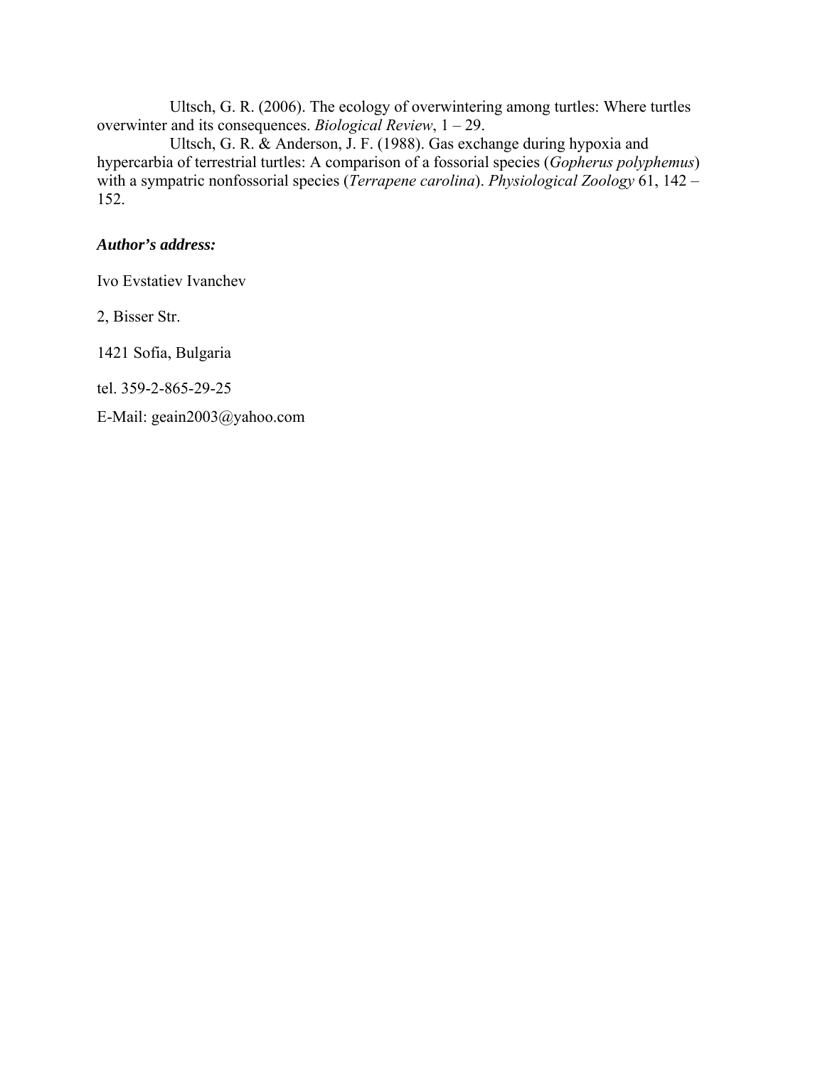Ultsch, G. R. (2006). The ecology of overwintering among turtles: Where turtles overwinter and its consequences. *Biological Review*, 1 – 29.

Ultsch, G. R. & Anderson, J. F. (1988). Gas exchange during hypoxia and hypercarbia of terrestrial turtles: A comparison of a fossorial species (*Gopherus polyphemus*) with a sympatric nonfossorial species (*Terrapene carolina*). *Physiological Zoology* 61, 142 – 152.

***Author's address:***

Ivo Evstatiev Ivanchev

2, Bisser Str.

1421 Sofia, Bulgaria

tel. 359-2-865-29-25

E-Mail: geain2003@yahoo.com